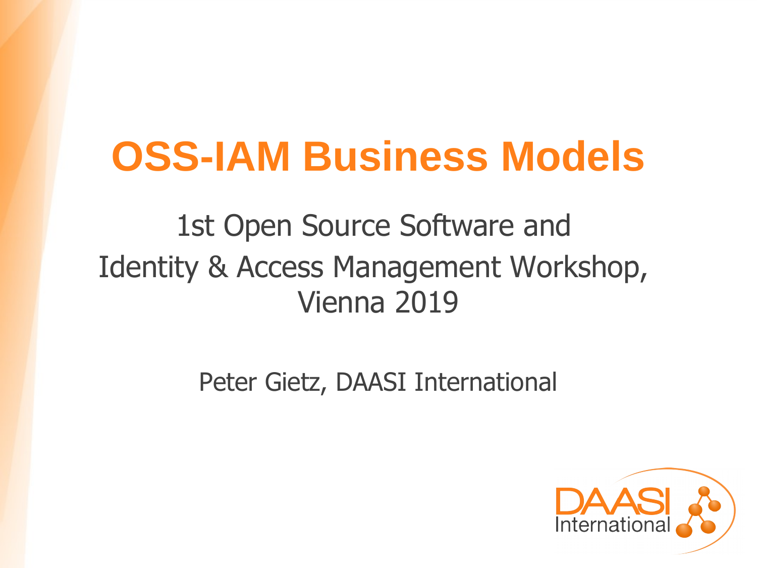# OSS-IAM Business Models

1st Open Source Software and
Identity & Access Management Workshop,
Vienna 2019

Peter Gietz, DAASI International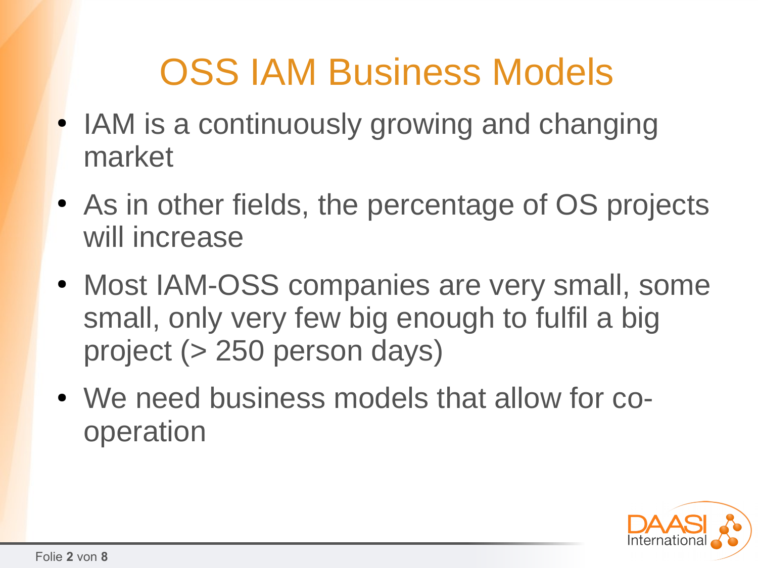# OSS IAM Business Models

- IAM is a continuously growing and changing market
- As in other fields, the percentage of OS projects will increase
- Most IAM-OSS companies are very small, some small, only very few big enough to fulfil a big project (> 250 person days)
- We need business models that allow for co-operation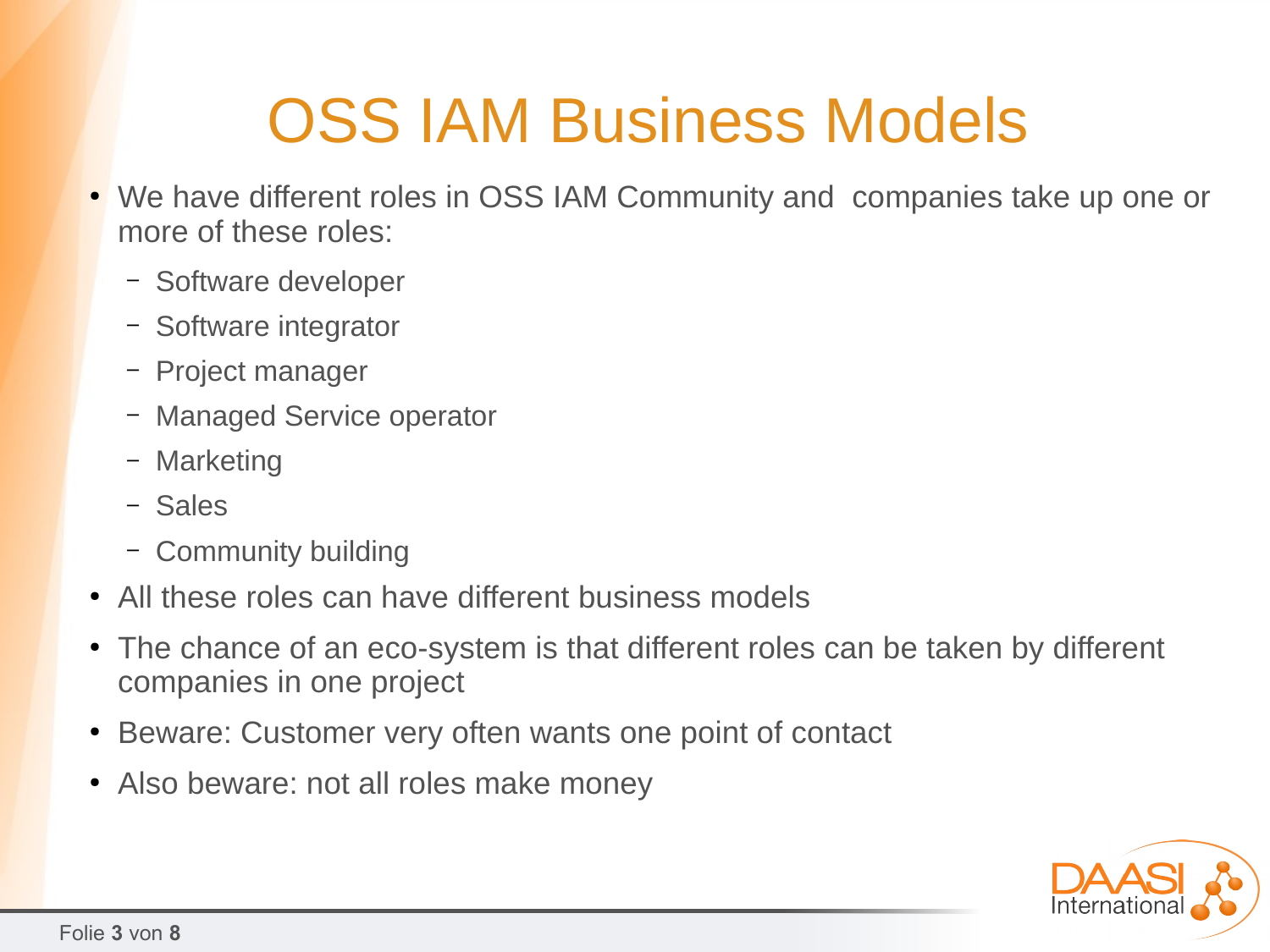# OSS IAM Business Models

- We have different roles in OSS IAM Community and companies take up one or more of these roles:
  - Software developer
  - Software integrator
  - Project manager
  - Managed Service operator
  - Marketing
  - Sales
  - Community building
- All these roles can have different business models
- The chance of an eco-system is that different roles can be taken by different companies in one project
- Beware: Customer very often wants one point of contact
- Also beware: not all roles make money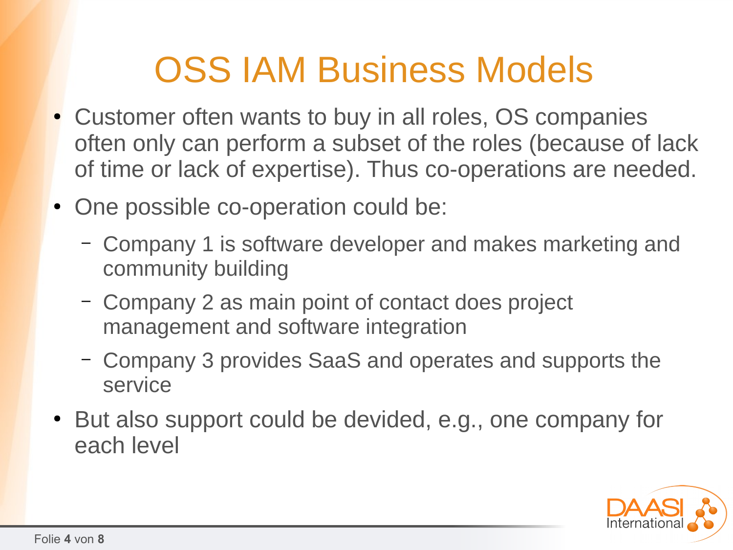# OSS IAM Business Models

- Customer often wants to buy in all roles, OS companies often only can perform a subset of the roles (because of lack of time or lack of expertise). Thus co-operations are needed.
- One possible co-operation could be:
  - Company 1 is software developer and makes marketing and community building
  - Company 2 as main point of contact does project management and software integration
  - Company 3 provides SaaS and operates and supports the service
- But also support could be devided, e.g., one company for each level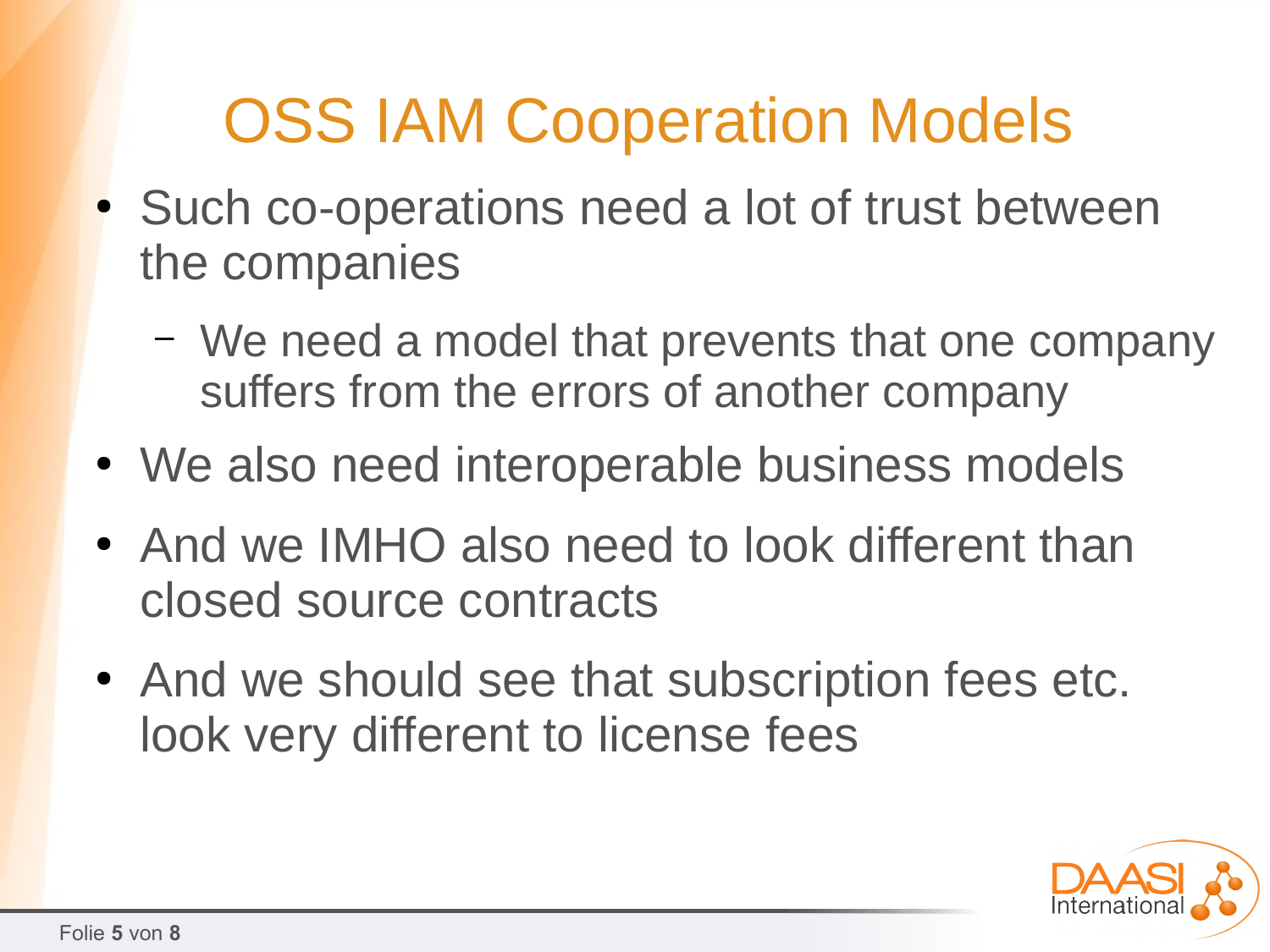# OSS IAM Cooperation Models

- Such co-operations need a lot of trust between the companies
  - We need a model that prevents that one company suffers from the errors of another company
- We also need interoperable business models
- And we IMHO also need to look different than closed source contracts
- And we should see that subscription fees etc. look very different to license fees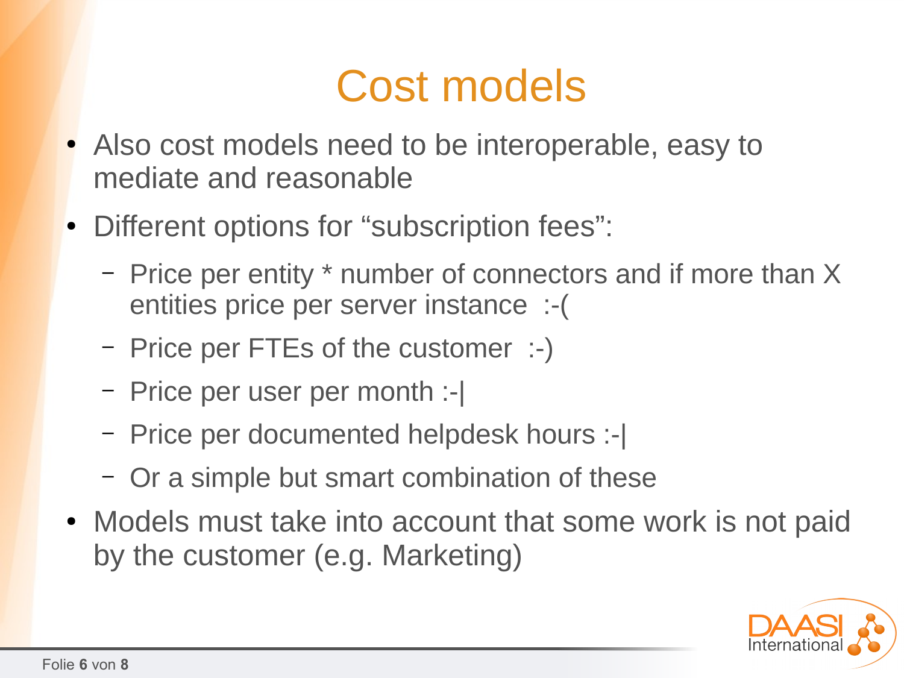# Cost models

- Also cost models need to be interoperable, easy to mediate and reasonable
- Different options for “subscription fees”:
  - Price per entity * number of connectors and if more than X entities price per server instance :-(
  - Price per FTEs of the customer :-)
  - Price per user per month :-|
  - Price per documented helpdesk hours :-|
  - Or a simple but smart combination of these
- Models must take into account that some work is not paid by the customer (e.g. Marketing)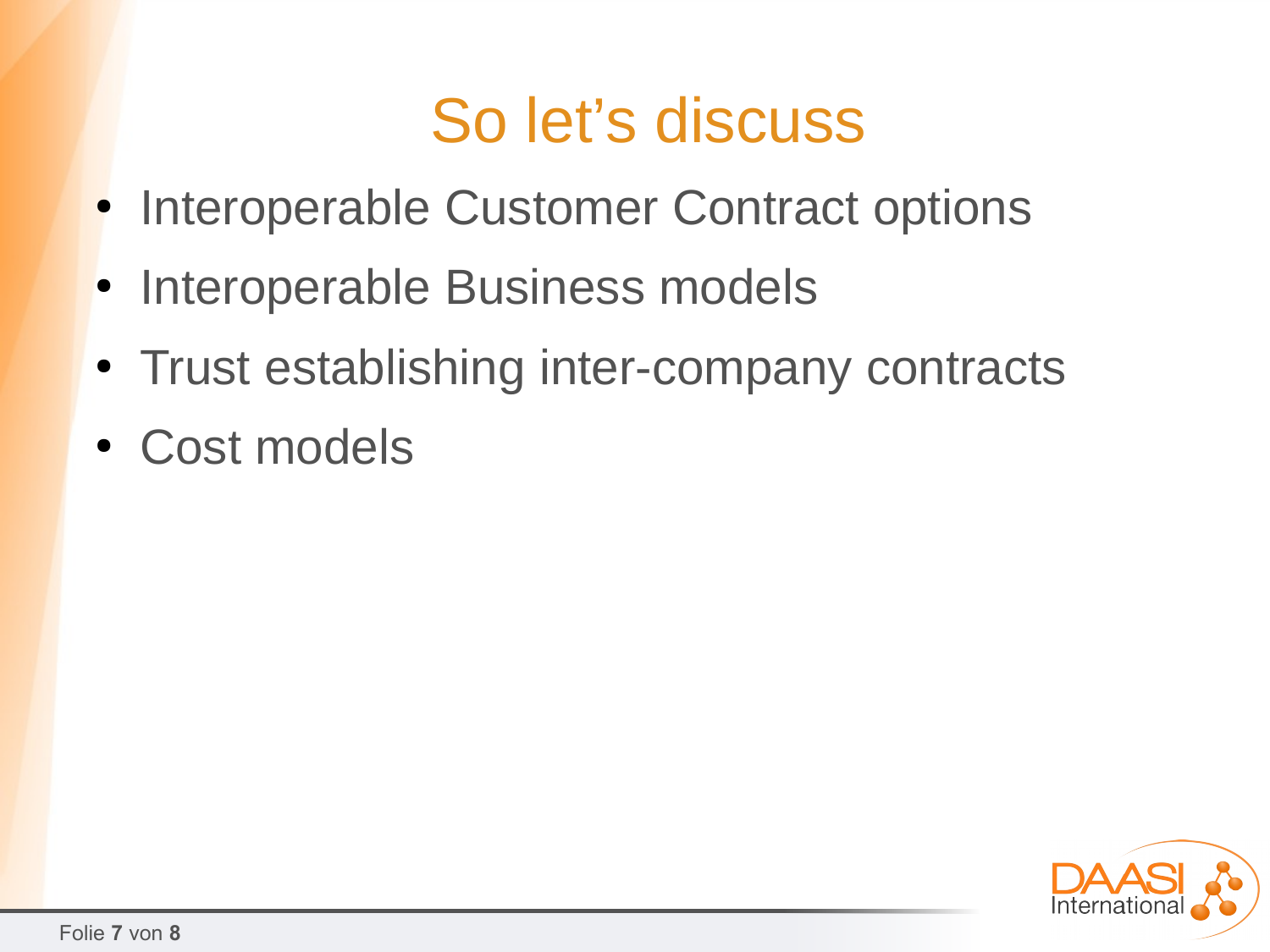# So let's discuss

- Interoperable Customer Contract options
- Interoperable Business models
- Trust establishing inter-company contracts
- Cost models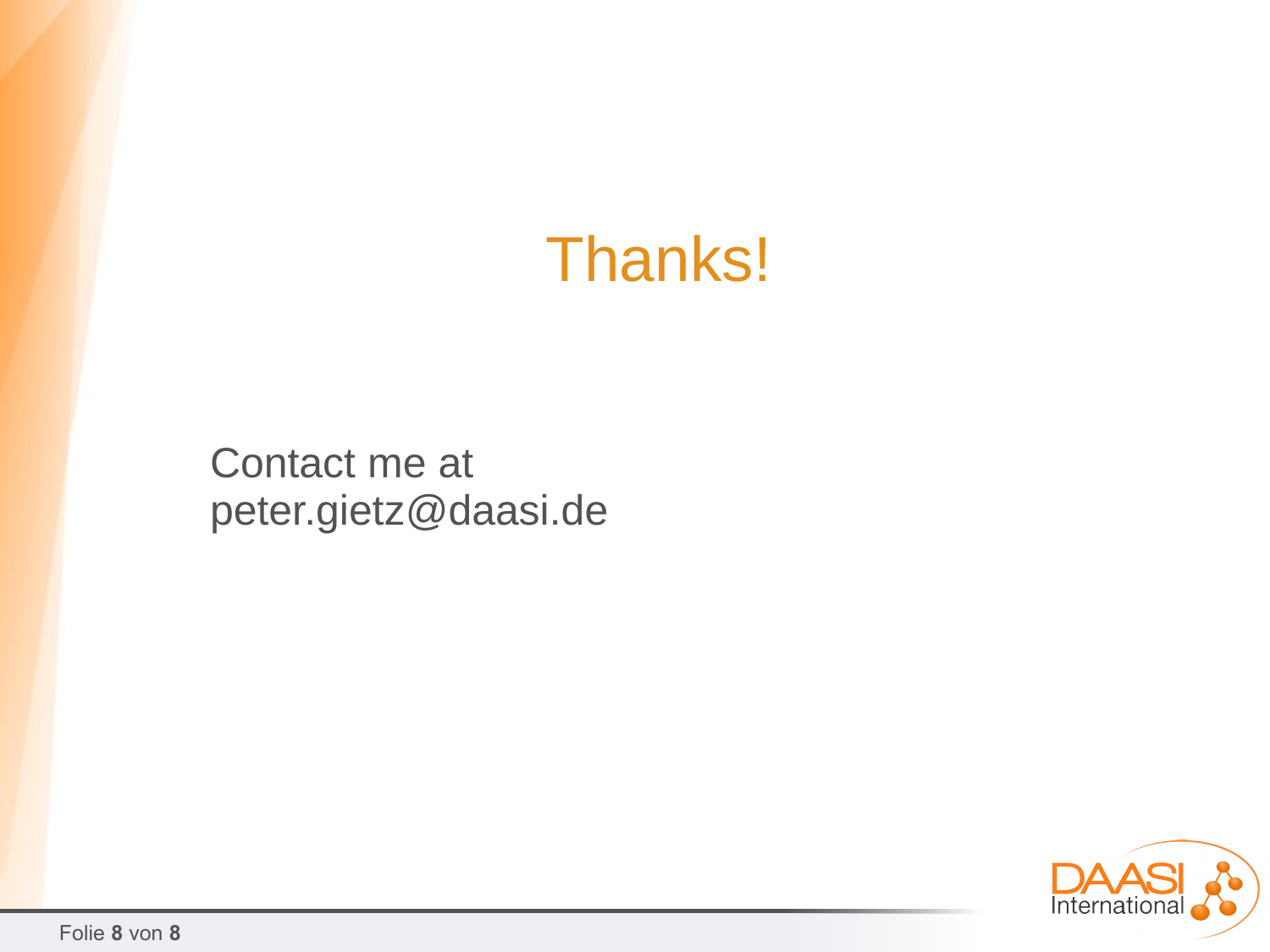# Thanks!

Contact me at
peter.gietz@daasi.de